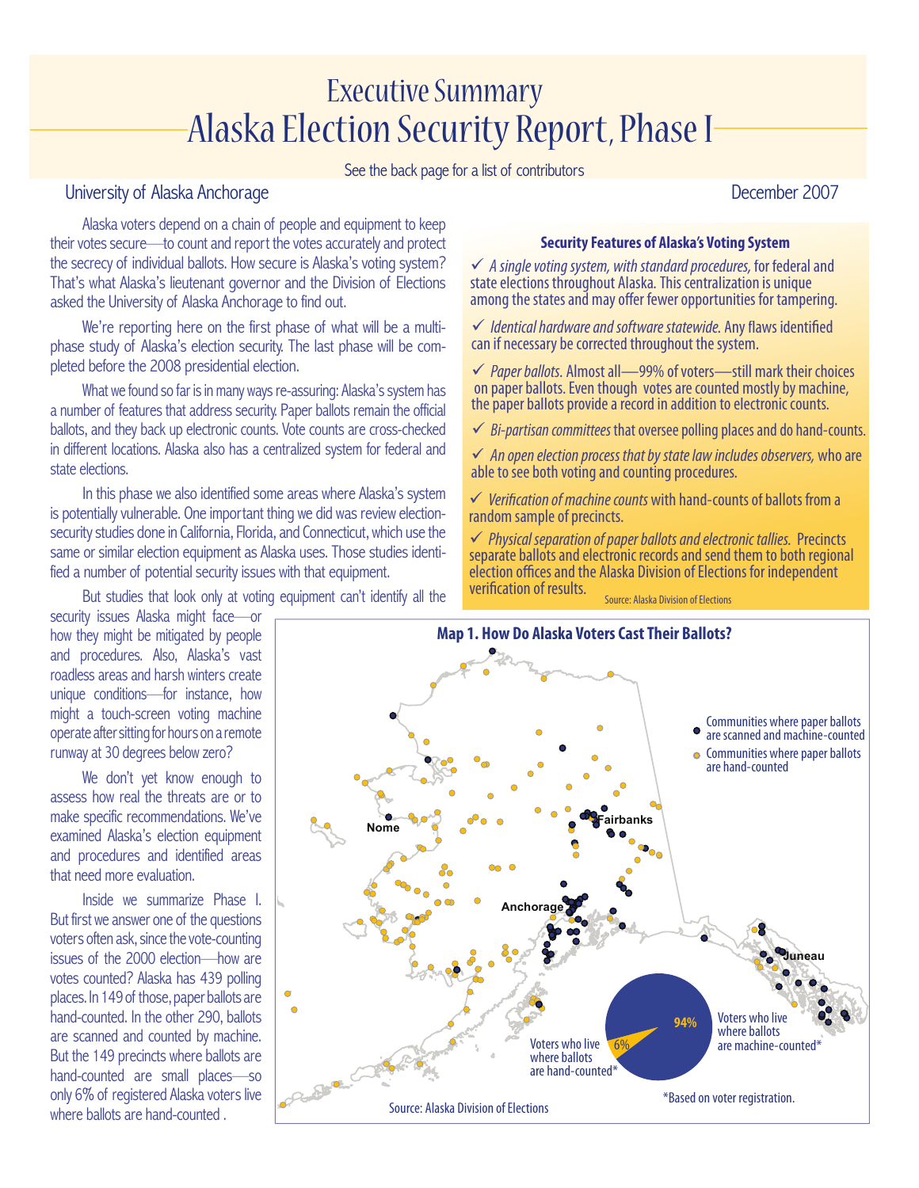# Executive Summary
# Alaska Election Security Report, Phase I

See the back page for a list of contributors

University of Alaska Anchorage

December 2007

Alaska voters depend on a chain of people and equipment to keep their votes secure—to count and report the votes accurately and protect the secrecy of individual ballots. How secure is Alaska's voting system? That's what Alaska's lieutenant governor and the Division of Elections asked the University of Alaska Anchorage to find out.

We're reporting here on the first phase of what will be a multi-phase study of Alaska's election security. The last phase will be completed before the 2008 presidential election.

What we found so far is in many ways re-assuring: Alaska's system has a number of features that address security. Paper ballots remain the official ballots, and they back up electronic counts. Vote counts are cross-checked in different locations. Alaska also has a centralized system for federal and state elections.

In this phase we also identified some areas where Alaska's system is potentially vulnerable. One important thing we did was review election-security studies done in California, Florida, and Connecticut, which use the same or similar election equipment as Alaska uses. Those studies identified a number of potential security issues with that equipment.

But studies that look only at voting equipment can't identify all the security issues Alaska might face—or how they might be mitigated by people and procedures. Also, Alaska's vast roadless areas and harsh winters create unique conditions—for instance, how might a touch-screen voting machine operate after sitting for hours on a remote runway at 30 degrees below zero?

We don't yet know enough to assess how real the threats are or to make specific recommendations. We've examined Alaska's election equipment and procedures and identified areas that need more evaluation.

Inside we summarize Phase I. But first we answer one of the questions voters often ask, since the vote-counting issues of the 2000 election—how are votes counted? Alaska has 439 polling places. In 149 of those, paper ballots are hand-counted. In the other 290, ballots are scanned and counted by machine. But the 149 precincts where ballots are hand-counted are small places—so only 6% of registered Alaska voters live where ballots are hand-counted .

### Security Features of Alaska's Voting System

- ✓ *A single voting system, with standard procedures,* for federal and state elections throughout Alaska. This centralization is unique among the states and may offer fewer opportunities for tampering.
- ✓ *Identical hardware and software statewide.* Any flaws identified can if necessary be corrected throughout the system.
- ✓ *Paper ballots.* Almost all—99% of voters—still mark their choices on paper ballots. Even though votes are counted mostly by machine, the paper ballots provide a record in addition to electronic counts.
- ✓ *Bi-partisan committees* that oversee polling places and do hand-counts.
- ✓ *An open election process that by state law includes observers,* who are able to see both voting and counting procedures.
- ✓ *Verification of machine counts* with hand-counts of ballots from a random sample of precincts.
- ✓ *Physical separation of paper ballots and electronic tallies.* Precincts separate ballots and electronic records and send them to both regional election offices and the Alaska Division of Elections for independent verification of results.

Source: Alaska Division of Elections

### Map 1. How Do Alaska Voters Cast Their Ballots?

- Communities where paper ballots are scanned and machine-counted
- Communities where paper ballots are hand-counted

Nome, Fairbanks, Anchorage, Juneau

Voters who live where ballots are machine-counted*: 94%

Voters who live where ballots are hand-counted*: 6%

*Based on voter registration.

Source: Alaska Division of Elections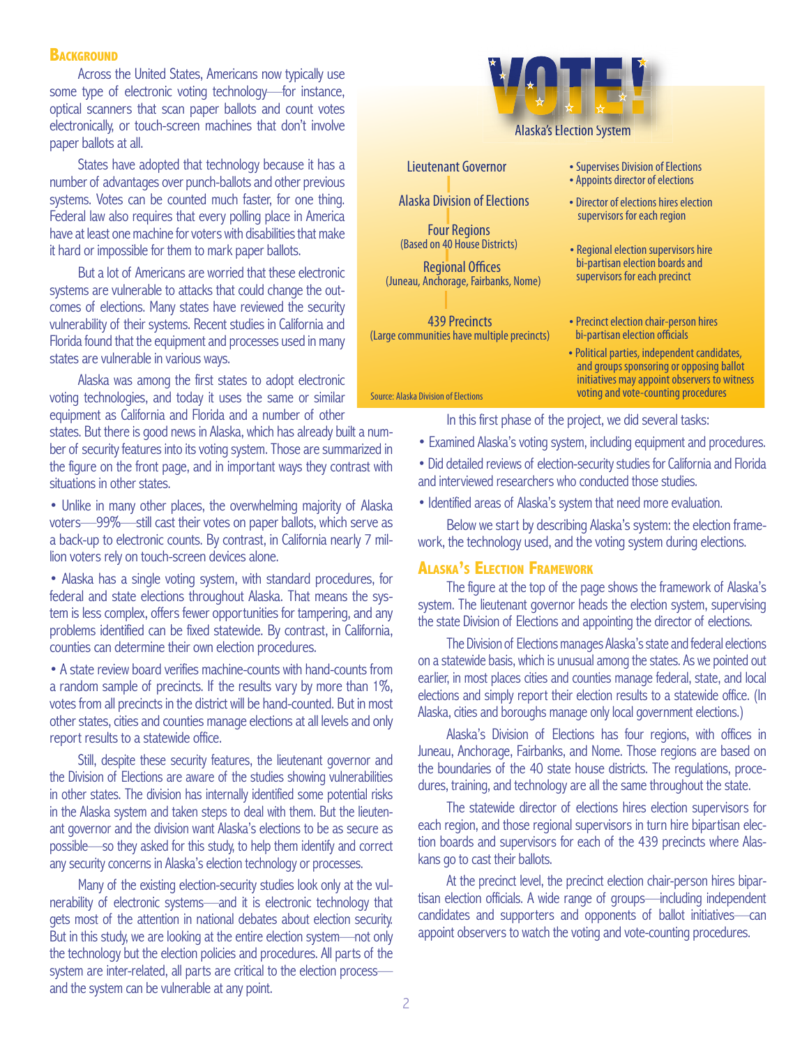## Background

Across the United States, Americans now typically use some type of electronic voting technology—for instance, optical scanners that scan paper ballots and count votes electronically, or touch-screen machines that don't involve paper ballots at all.

States have adopted that technology because it has a number of advantages over punch-ballots and other previous systems. Votes can be counted much faster, for one thing. Federal law also requires that every polling place in America have at least one machine for voters with disabilities that make it hard or impossible for them to mark paper ballots.

But a lot of Americans are worried that these electronic systems are vulnerable to attacks that could change the outcomes of elections. Many states have reviewed the security vulnerability of their systems. Recent studies in California and Florida found that the equipment and processes used in many states are vulnerable in various ways.

Alaska was among the first states to adopt electronic voting technologies, and today it uses the same or similar equipment as California and Florida and a number of other states. But there is good news in Alaska, which has already built a number of security features into its voting system. Those are summarized in the figure on the front page, and in important ways they contrast with situations in other states.

- Unlike in many other places, the overwhelming majority of Alaska voters—99%—still cast their votes on paper ballots, which serve as a back-up to electronic counts. By contrast, in California nearly 7 million voters rely on touch-screen devices alone.
- Alaska has a single voting system, with standard procedures, for federal and state elections throughout Alaska. That means the system is less complex, offers fewer opportunities for tampering, and any problems identified can be fixed statewide. By contrast, in California, counties can determine their own election procedures.
- A state review board verifies machine-counts with hand-counts from a random sample of precincts. If the results vary by more than 1%, votes from all precincts in the district will be hand-counted. But in most other states, cities and counties manage elections at all levels and only report results to a statewide office.

Still, despite these security features, the lieutenant governor and the Division of Elections are aware of the studies showing vulnerabilities in other states. The division has internally identified some potential risks in the Alaska system and taken steps to deal with them. But the lieutenant governor and the division want Alaska's elections to be as secure as possible—so they asked for this study, to help them identify and correct any security concerns in Alaska's election technology or processes.

Many of the existing election-security studies look only at the vulnerability of electronic systems—and it is electronic technology that gets most of the attention in national debates about election security. But in this study, we are looking at the entire election system—not only the technology but the election policies and procedures. All parts of the system are inter-related, all parts are critical to the election process—and the system can be vulnerable at any point.

**VOTE!**
**Alaska's Election System**

| Level | Responsibilities |
|---|---|
| Lieutenant Governor | • Supervises Division of Elections<br>• Appoints director of elections |
| Alaska Division of Elections | • Director of elections hires election supervisors for each region |
| Four Regions (Based on 40 House Districts) | |
| Regional Offices (Juneau, Anchorage, Fairbanks, Nome) | • Regional election supervisors hire bi-partisan election boards and supervisors for each precinct |
| 439 Precincts (Large communities have multiple precincts) | • Precinct election chair-person hires bi-partisan election officials<br>• Political parties, independent candidates, and groups sponsoring or opposing ballot initiatives may appoint observers to witness voting and vote-counting procedures |

Source: Alaska Division of Elections

In this first phase of the project, we did several tasks:

- Examined Alaska's voting system, including equipment and procedures.
- Did detailed reviews of election-security studies for California and Florida and interviewed researchers who conducted those studies.
- Identified areas of Alaska's system that need more evaluation.

Below we start by describing Alaska's system: the election framework, the technology used, and the voting system during elections.

## Alaska's Election Framework

The figure at the top of the page shows the framework of Alaska's system. The lieutenant governor heads the election system, supervising the state Division of Elections and appointing the director of elections.

The Division of Elections manages Alaska's state and federal elections on a statewide basis, which is unusual among the states. As we pointed out earlier, in most places cities and counties manage federal, state, and local elections and simply report their election results to a statewide office. (In Alaska, cities and boroughs manage only local government elections.)

Alaska's Division of Elections has four regions, with offices in Juneau, Anchorage, Fairbanks, and Nome. Those regions are based on the boundaries of the 40 state house districts. The regulations, procedures, training, and technology are all the same throughout the state.

The statewide director of elections hires election supervisors for each region, and those regional supervisors in turn hire bipartisan election boards and supervisors for each of the 439 precincts where Alaskans go to cast their ballots.

At the precinct level, the precinct election chair-person hires bipartisan election officials. A wide range of groups—including independent candidates and supporters and opponents of ballot initiatives—can appoint observers to watch the voting and vote-counting procedures.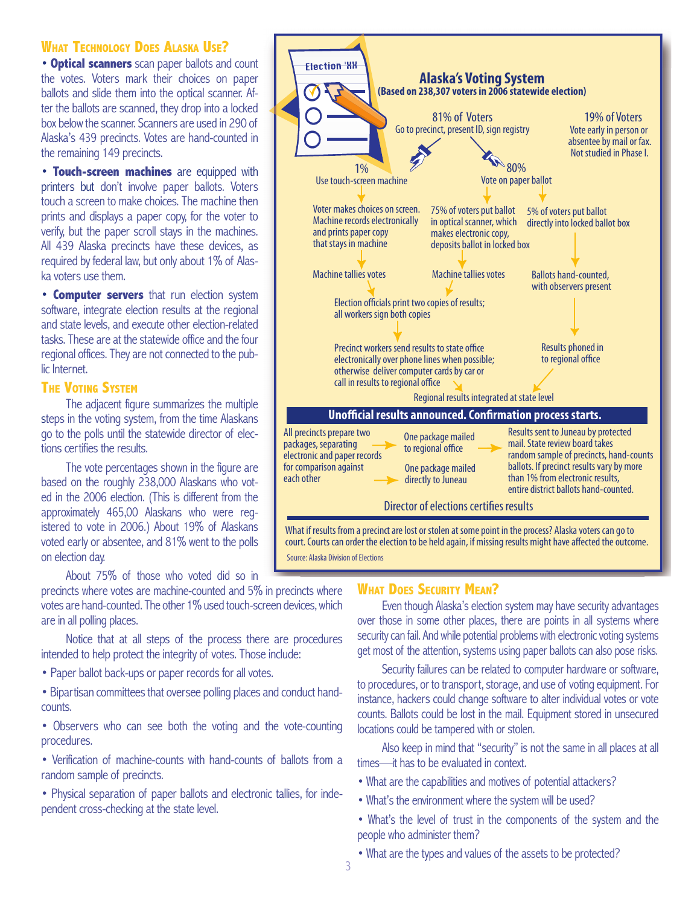## What Technology Does Alaska Use?

• **Optical scanners** scan paper ballots and count the votes. Voters mark their choices on paper ballots and slide them into the optical scanner. After the ballots are scanned, they drop into a locked box below the scanner. Scanners are used in 290 of Alaska's 439 precincts. Votes are hand-counted in the remaining 149 precincts.

• **Touch-screen machines** are equipped with printers but don't involve paper ballots. Voters touch a screen to make choices. The machine then prints and displays a paper copy, for the voter to verify, but the paper scroll stays in the machines. All 439 Alaska precincts have these devices, as required by federal law, but only about 1% of Alaska voters use them.

• **Computer servers** that run election system software, integrate election results at the regional and state levels, and execute other election-related tasks. These are at the statewide office and the four regional offices. They are not connected to the public Internet.

## The Voting System

The adjacent figure summarizes the multiple steps in the voting system, from the time Alaskans go to the polls until the statewide director of elections certifies the results.

The vote percentages shown in the figure are based on the roughly 238,000 Alaskans who voted in the 2006 election. (This is different from the approximately 465,00 Alaskans who were registered to vote in 2006.) About 19% of Alaskans voted early or absentee, and 81% went to the polls on election day.

About 75% of those who voted did so in precincts where votes are machine-counted and 5% in precincts where votes are hand-counted. The other 1% used touch-screen devices, which are in all polling places.

Notice that at all steps of the process there are procedures intended to help protect the integrity of votes. Those include:

• Paper ballot back-ups or paper records for all votes.

• Bipartisan committees that oversee polling places and conduct hand-counts.

• Observers who can see both the voting and the vote-counting procedures.

• Verification of machine-counts with hand-counts of ballots from a random sample of precincts.

• Physical separation of paper ballots and electronic tallies, for independent cross-checking at the state level.

### Alaska's Voting System
**(Based on 238,307 voters in 2006 statewide election)**

Election 'XX

**81% of Voters** — Go to precinct, present ID, sign registry

**19% of Voters** — Vote early in person or absentee by mail or fax. Not studied in Phase I.

**1%** — Use touch-screen machine
- Voter makes choices on screen. Machine records electronically and prints paper copy that stays in machine
- Machine tallies votes

**80%** — Vote on paper ballot
- 75% of voters put ballot in optical scanner, which makes electronic copy, deposits ballot in locked box
  - Machine tallies votes
- 5% of voters put ballot directly into locked ballot box
  - Ballots hand-counted, with observers present
  - Results phoned in to regional office

Election officials print two copies of results; all workers sign both copies

Precinct workers send results to state office electronically over phone lines when possible; otherwise deliver computer cards by car or call in results to regional office

Regional results integrated at state level

**Unofficial results announced. Confirmation process starts.**

All precincts prepare two packages, separating electronic and paper records for comparison against each other
- One package mailed to regional office → Results sent to Juneau by protected mail. State review board takes random sample of precincts, hand-counts ballots. If precinct results vary by more than 1% from electronic results, entire district ballots hand-counted.
- One package mailed directly to Juneau

Director of elections certifies results

What if results from a precinct are lost or stolen at some point in the process? Alaska voters can go to court. Courts can order the election to be held again, if missing results might have affected the outcome.

Source: Alaska Division of Elections

## What Does Security Mean?

Even though Alaska's election system may have security advantages over those in some other places, there are points in all systems where security can fail. And while potential problems with electronic voting systems get most of the attention, systems using paper ballots can also pose risks.

Security failures can be related to computer hardware or software, to procedures, or to transport, storage, and use of voting equipment. For instance, hackers could change software to alter individual votes or vote counts. Ballots could be lost in the mail. Equipment stored in unsecured locations could be tampered with or stolen.

Also keep in mind that "security" is not the same in all places at all times—it has to be evaluated in context.

• What are the capabilities and motives of potential attackers?

• What's the environment where the system will be used?

• What's the level of trust in the components of the system and the people who administer them?

• What are the types and values of the assets to be protected?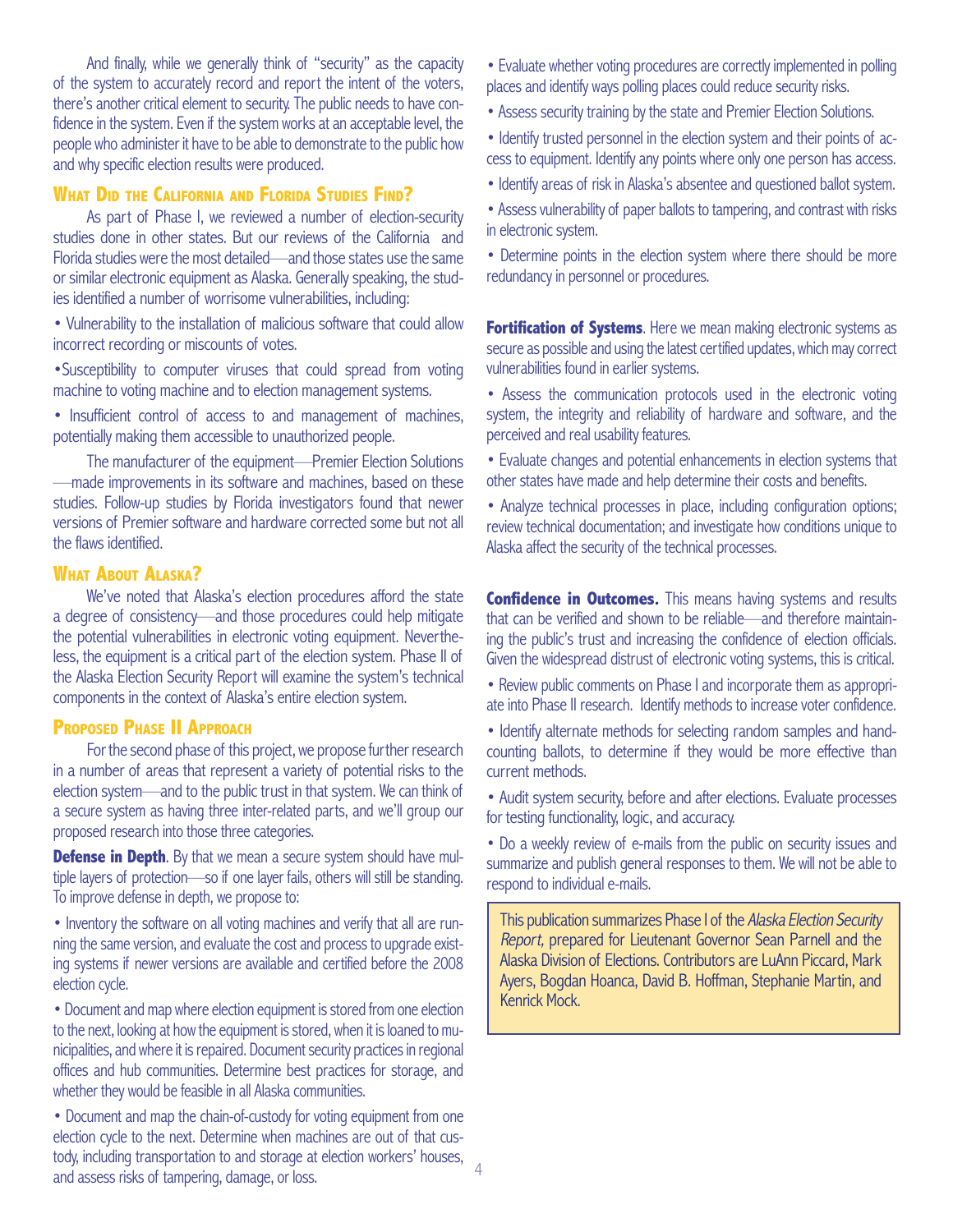And finally, while we generally think of "security" as the capacity of the system to accurately record and report the intent of the voters, there's another critical element to security. The public needs to have confidence in the system. Even if the system works at an acceptable level, the people who administer it have to be able to demonstrate to the public how and why specific election results were produced.

## What Did the California and Florida Studies Find?

As part of Phase I, we reviewed a number of election-security studies done in other states. But our reviews of the California and Florida studies were the most detailed—and those states use the same or similar electronic equipment as Alaska. Generally speaking, the studies identified a number of worrisome vulnerabilities, including:

- Vulnerability to the installation of malicious software that could allow incorrect recording or miscounts of votes.
- Susceptibility to computer viruses that could spread from voting machine to voting machine and to election management systems.
- Insufficient control of access to and management of machines, potentially making them accessible to unauthorized people.

The manufacturer of the equipment—Premier Election Solutions—made improvements in its software and machines, based on these studies. Follow-up studies by Florida investigators found that newer versions of Premier software and hardware corrected some but not all the flaws identified.

## What About Alaska?

We've noted that Alaska's election procedures afford the state a degree of consistency—and those procedures could help mitigate the potential vulnerabilities in electronic voting equipment. Nevertheless, the equipment is a critical part of the election system. Phase II of the Alaska Election Security Report will examine the system's technical components in the context of Alaska's entire election system.

## Proposed Phase II Approach

For the second phase of this project, we propose further research in a number of areas that represent a variety of potential risks to the election system—and to the public trust in that system. We can think of a secure system as having three inter-related parts, and we'll group our proposed research into those three categories.

**Defense in Depth**. By that we mean a secure system should have multiple layers of protection—so if one layer fails, others will still be standing. To improve defense in depth, we propose to:

- Inventory the software on all voting machines and verify that all are running the same version, and evaluate the cost and process to upgrade existing systems if newer versions are available and certified before the 2008 election cycle.
- Document and map where election equipment is stored from one election to the next, looking at how the equipment is stored, when it is loaned to municipalities, and where it is repaired. Document security practices in regional offices and hub communities. Determine best practices for storage, and whether they would be feasible in all Alaska communities.
- Document and map the chain-of-custody for voting equipment from one election cycle to the next. Determine when machines are out of that custody, including transportation to and storage at election workers' houses, and assess risks of tampering, damage, or loss.
- Evaluate whether voting procedures are correctly implemented in polling places and identify ways polling places could reduce security risks.
- Assess security training by the state and Premier Election Solutions.
- Identify trusted personnel in the election system and their points of access to equipment. Identify any points where only one person has access.
- Identify areas of risk in Alaska's absentee and questioned ballot system.
- Assess vulnerability of paper ballots to tampering, and contrast with risks in electronic system.
- Determine points in the election system where there should be more redundancy in personnel or procedures.

**Fortification of Systems**. Here we mean making electronic systems as secure as possible and using the latest certified updates, which may correct vulnerabilities found in earlier systems.

- Assess the communication protocols used in the electronic voting system, the integrity and reliability of hardware and software, and the perceived and real usability features.
- Evaluate changes and potential enhancements in election systems that other states have made and help determine their costs and benefits.
- Analyze technical processes in place, including configuration options; review technical documentation; and investigate how conditions unique to Alaska affect the security of the technical processes.

**Confidence in Outcomes.** This means having systems and results that can be verified and shown to be reliable—and therefore maintaining the public's trust and increasing the confidence of election officials. Given the widespread distrust of electronic voting systems, this is critical.

- Review public comments on Phase I and incorporate them as appropriate into Phase II research. Identify methods to increase voter confidence.
- Identify alternate methods for selecting random samples and hand-counting ballots, to determine if they would be more effective than current methods.
- Audit system security, before and after elections. Evaluate processes for testing functionality, logic, and accuracy.
- Do a weekly review of e-mails from the public on security issues and summarize and publish general responses to them. We will not be able to respond to individual e-mails.

This publication summarizes Phase I of the *Alaska Election Security Report,* prepared for Lieutenant Governor Sean Parnell and the Alaska Division of Elections. Contributors are LuAnn Piccard, Mark Ayers, Bogdan Hoanca, David B. Hoffman, Stephanie Martin, and Kenrick Mock.